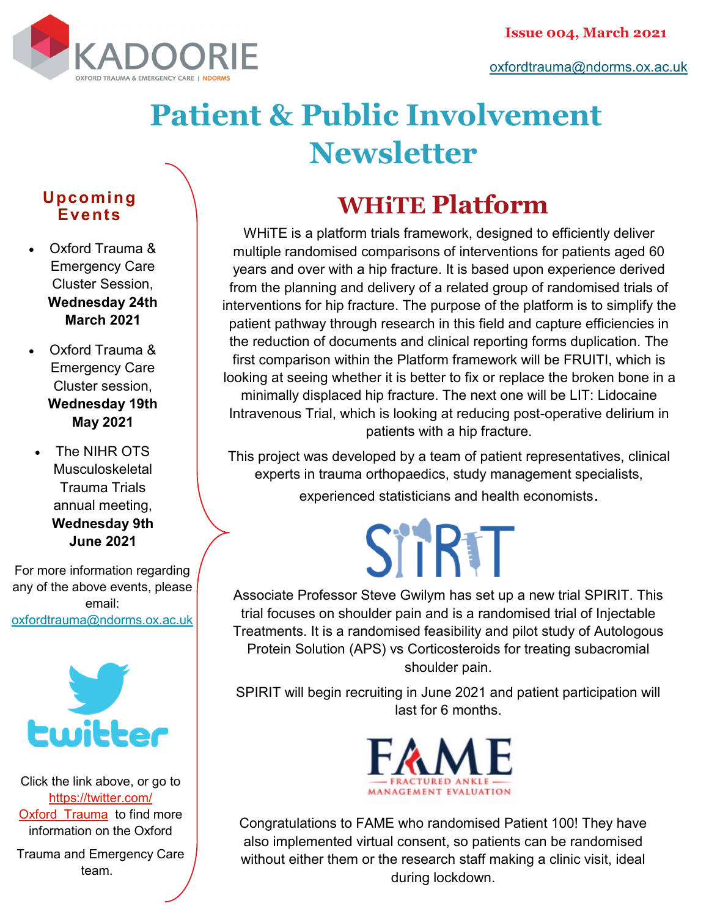KADOORIE

OXFORD TRAUMA & EMERGENCY CARE | NDORMS

Issue 004, March 2021

oxfordtrauma@ndorms.ox.ac.uk

# Patient & Public Involvement Newsletter

## WHiTE Platform

WHiTE is a platform trials framework, designed to efficiently deliver multiple randomised comparisons of interventions for patients aged 60 years and over with a hip fracture. It is based upon experience derived from the planning and delivery of a related group of randomised trials of interventions for hip fracture. The purpose of the platform is to simplify the patient pathway through research in this field and capture efficiencies in the reduction of documents and clinical reporting forms duplication. The first comparison within the Platform framework will be FRUITI, which is looking at seeing whether it is better to fix or replace the broken bone in a minimally displaced hip fracture. The next one will be LIT: Lidocaine Intravenous Trial, which is looking at reducing post-operative delirium in patients with a hip fracture.

This project was developed by a team of patient representatives, clinical experts in trauma orthopaedics, study management specialists, experienced statisticians and health economists.

## SPIRIT

Associate Professor Steve Gwilym has set up a new trial SPIRIT. This trial focuses on shoulder pain and is a randomised trial of Injectable Treatments. It is a randomised feasibility and pilot study of Autologous Protein Solution (APS) vs Corticosteroids for treating subacromial shoulder pain.

SPIRIT will begin recruiting in June 2021 and patient participation will last for 6 months.

## FAME

FRACTURED ANKLE MANAGEMENT EVALUATION

Congratulations to FAME who randomised Patient 100! They have also implemented virtual consent, so patients can be randomised without either them or the research staff making a clinic visit, ideal during lockdown.

## Upcoming Events

- Oxford Trauma & Emergency Care Cluster Session, **Wednesday 24th March 2021**
- Oxford Trauma & Emergency Care Cluster session, **Wednesday 19th May 2021**
- The NIHR OTS Musculoskeletal Trauma Trials annual meeting, **Wednesday 9th June 2021**

For more information regarding any of the above events, please email: oxfordtrauma@ndorms.ox.ac.uk

twitter

Click the link above, or go to https://twitter.com/Oxford_Trauma to find more information on the Oxford Trauma and Emergency Care team.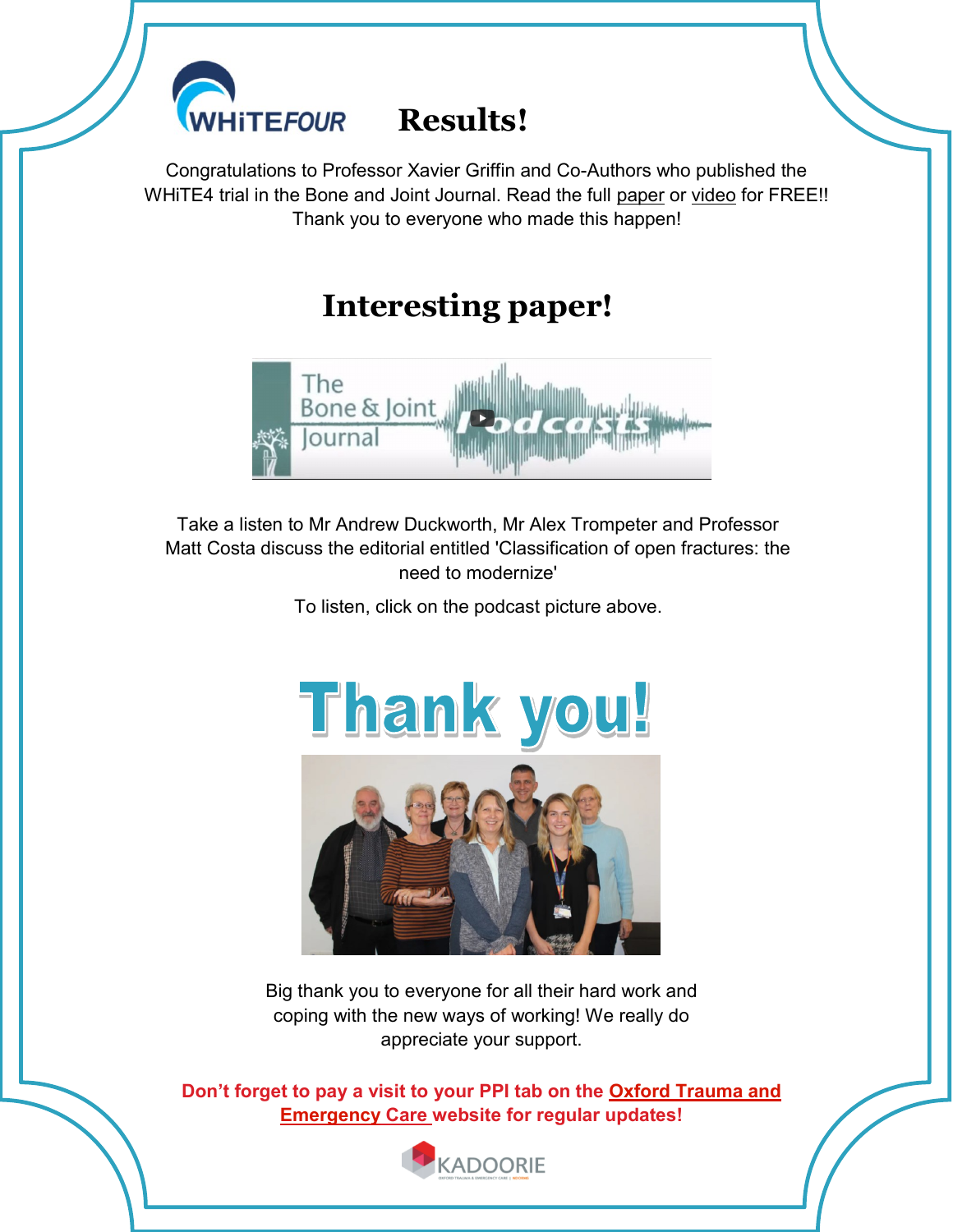# Results!

Congratulations to Professor Xavier Griffin and Co-Authors who published the WHiTE4 trial in the Bone and Joint Journal. Read the full paper or video for FREE!! Thank you to everyone who made this happen!

# Interesting paper!

Take a listen to Mr Andrew Duckworth, Mr Alex Trompeter and Professor Matt Costa discuss the editorial entitled 'Classification of open fractures: the need to modernize'

To listen, click on the podcast picture above.

# Thank you!

Big thank you to everyone for all their hard work and coping with the new ways of working! We really do appreciate your support.

**Don't forget to pay a visit to your PPI tab on the Oxford Trauma and Emergency Care website for regular updates!**